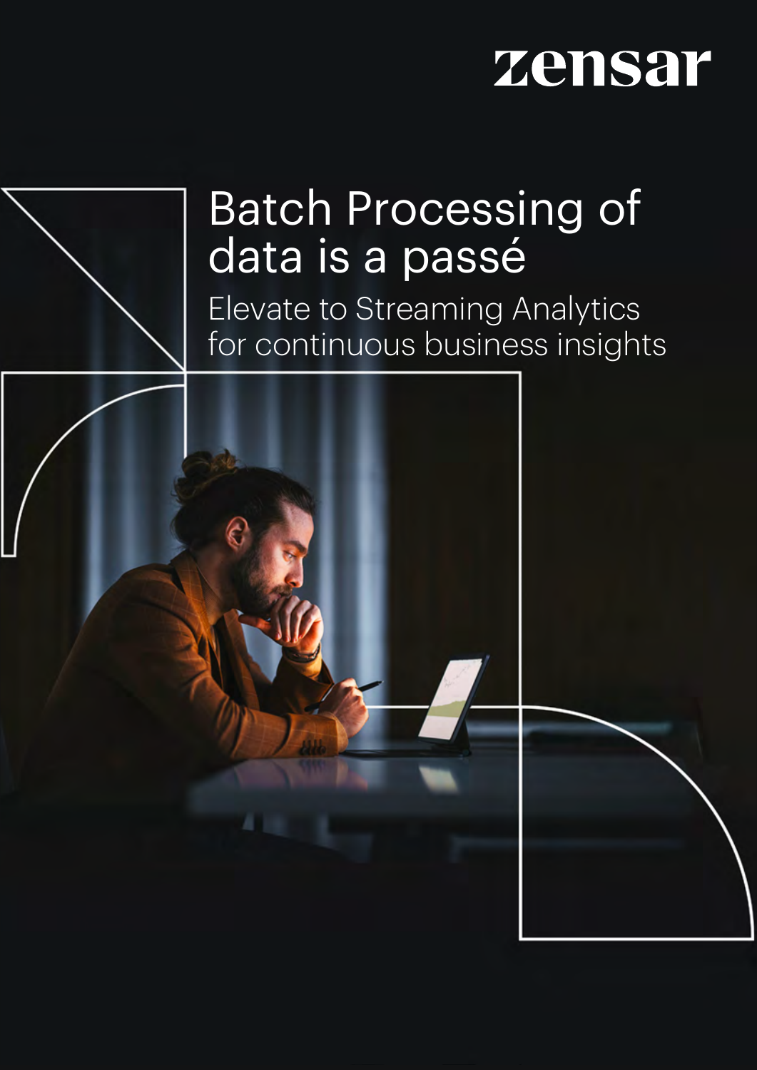zensar

# Batch Processing of data is a passé

## Elevate to Streaming Analytics for continuous business insights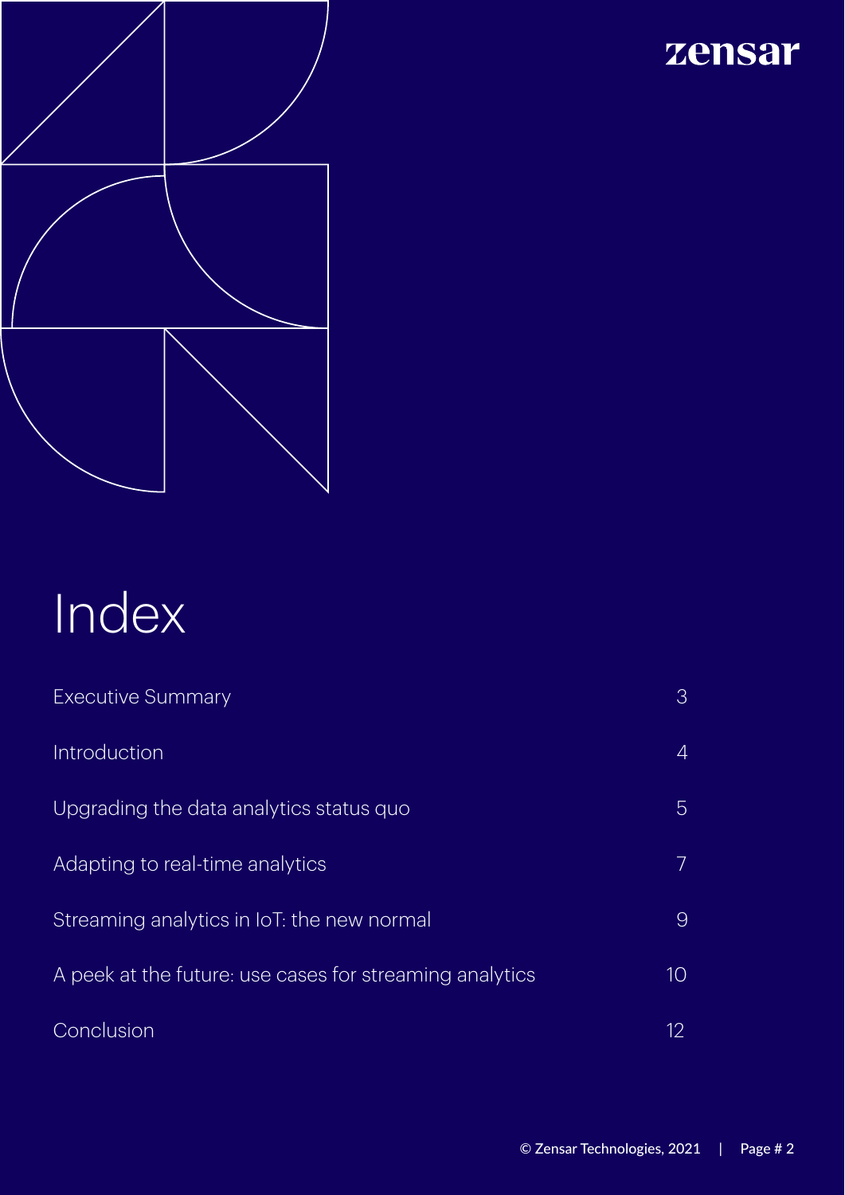# Index

| | |
|---|---|
| Executive Summary | 3 |
| Introduction | 4 |
| Upgrading the data analytics status quo | 5 |
| Adapting to real-time analytics | 7 |
| Streaming analytics in IoT: the new normal | 9 |
| A peek at the future: use cases for streaming analytics | 10 |
| Conclusion | 12 |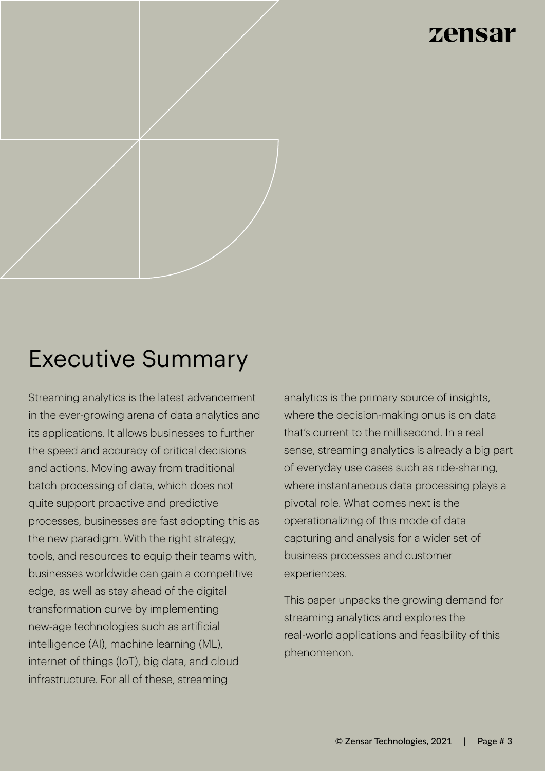# Executive Summary

Streaming analytics is the latest advancement in the ever-growing arena of data analytics and its applications. It allows businesses to further the speed and accuracy of critical decisions and actions. Moving away from traditional batch processing of data, which does not quite support proactive and predictive processes, businesses are fast adopting this as the new paradigm. With the right strategy, tools, and resources to equip their teams with, businesses worldwide can gain a competitive edge, as well as stay ahead of the digital transformation curve by implementing new-age technologies such as artificial intelligence (AI), machine learning (ML), internet of things (IoT), big data, and cloud infrastructure. For all of these, streaming analytics is the primary source of insights, where the decision-making onus is on data that's current to the millisecond. In a real sense, streaming analytics is already a big part of everyday use cases such as ride-sharing, where instantaneous data processing plays a pivotal role. What comes next is the operationalizing of this mode of data capturing and analysis for a wider set of business processes and customer experiences.

This paper unpacks the growing demand for streaming analytics and explores the real-world applications and feasibility of this phenomenon.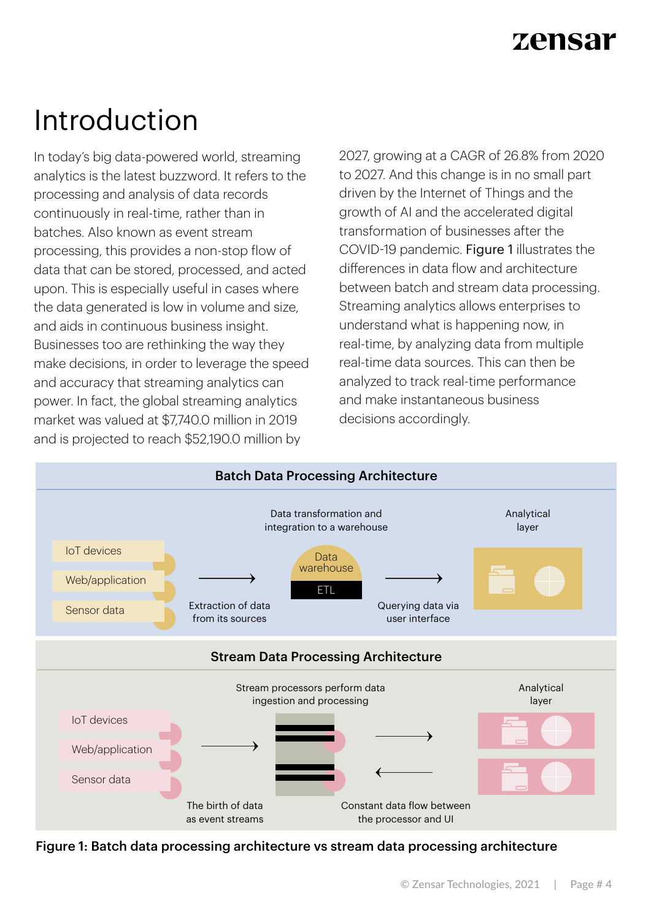# Introduction

In today's big data-powered world, streaming analytics is the latest buzzword. It refers to the processing and analysis of data records continuously in real-time, rather than in batches. Also known as event stream processing, this provides a non-stop flow of data that can be stored, processed, and acted upon. This is especially useful in cases where the data generated is low in volume and size, and aids in continuous business insight. Businesses too are rethinking the way they make decisions, in order to leverage the speed and accuracy that streaming analytics can power. In fact, the global streaming analytics market was valued at $7,740.0 million in 2019 and is projected to reach $52,190.0 million by 2027, growing at a CAGR of 26.8% from 2020 to 2027. And this change is in no small part driven by the Internet of Things and the growth of AI and the accelerated digital transformation of businesses after the COVID-19 pandemic. Figure 1 illustrates the differences in data flow and architecture between batch and stream data processing. Streaming analytics allows enterprises to understand what is happening now, in real-time, by analyzing data from multiple real-time data sources. This can then be analyzed to track real-time performance and make instantaneous business decisions accordingly.

**Batch Data Processing Architecture**

IoT devices
Web/application
Sensor data

Extraction of data from its sources

Data transformation and integration to a warehouse

Data warehouse
ETL

Querying data via user interface

Analytical layer

**Stream Data Processing Architecture**

IoT devices
Web/application
Sensor data

The birth of data as event streams

Stream processors perform data ingestion and processing

Constant data flow between the processor and UI

Analytical layer

**Figure 1: Batch data processing architecture vs stream data processing architecture**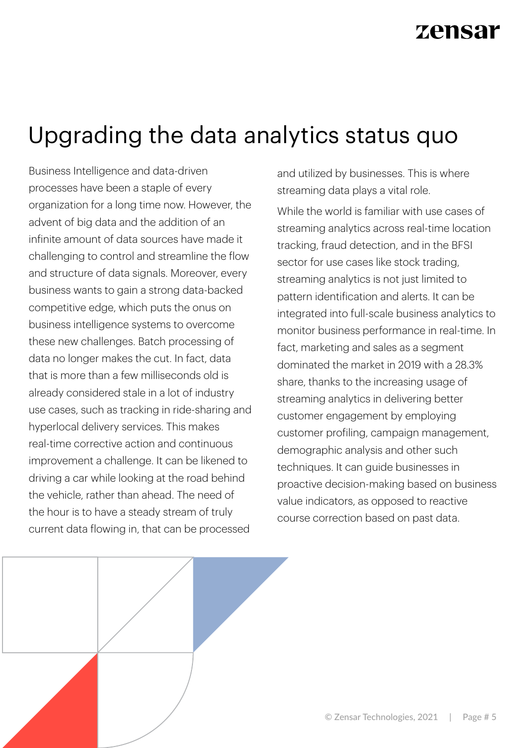# Upgrading the data analytics status quo

Business Intelligence and data-driven processes have been a staple of every organization for a long time now. However, the advent of big data and the addition of an infinite amount of data sources have made it challenging to control and streamline the flow and structure of data signals. Moreover, every business wants to gain a strong data-backed competitive edge, which puts the onus on business intelligence systems to overcome these new challenges. Batch processing of data no longer makes the cut. In fact, data that is more than a few milliseconds old is already considered stale in a lot of industry use cases, such as tracking in ride-sharing and hyperlocal delivery services. This makes real-time corrective action and continuous improvement a challenge. It can be likened to driving a car while looking at the road behind the vehicle, rather than ahead. The need of the hour is to have a steady stream of truly current data flowing in, that can be processed and utilized by businesses. This is where streaming data plays a vital role.

While the world is familiar with use cases of streaming analytics across real-time location tracking, fraud detection, and in the BFSI sector for use cases like stock trading, streaming analytics is not just limited to pattern identification and alerts. It can be integrated into full-scale business analytics to monitor business performance in real-time. In fact, marketing and sales as a segment dominated the market in 2019 with a 28.3% share, thanks to the increasing usage of streaming analytics in delivering better customer engagement by employing customer profiling, campaign management, demographic analysis and other such techniques. It can guide businesses in proactive decision-making based on business value indicators, as opposed to reactive course correction based on past data.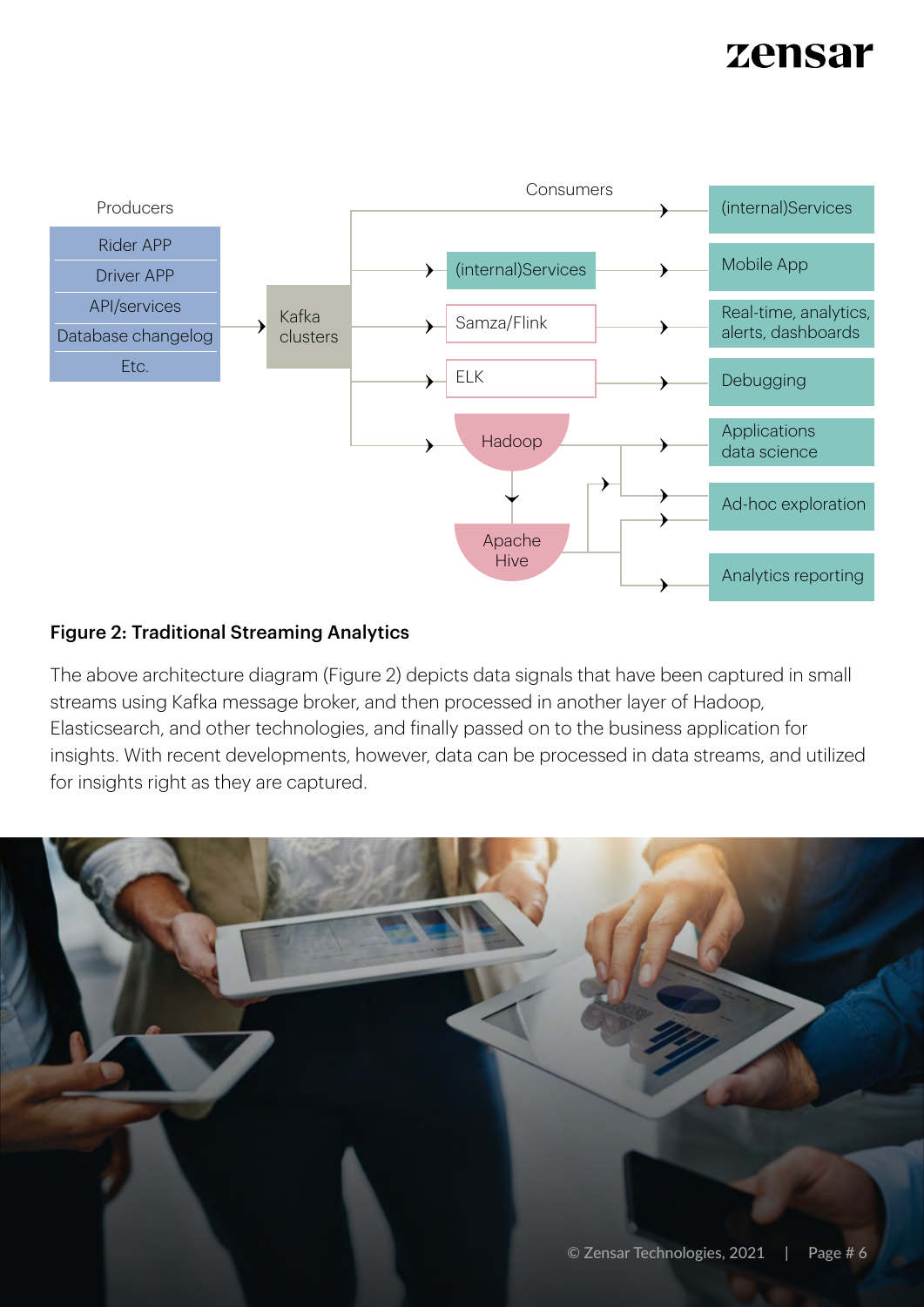Producers

Rider APP
Driver APP
API/services
Database changelog
Etc.

Kafka clusters

Consumers

(internal)Services
Samza/Flink
ELK
Hadoop
Apache Hive

(internal)Services
Mobile App
Real-time, analytics, alerts, dashboards
Debugging
Applications data science
Ad-hoc exploration
Analytics reporting

**Figure 2: Traditional Streaming Analytics**

The above architecture diagram (Figure 2) depicts data signals that have been captured in small streams using Kafka message broker, and then processed in another layer of Hadoop, Elasticsearch, and other technologies, and finally passed on to the business application for insights. With recent developments, however, data can be processed in data streams, and utilized for insights right as they are captured.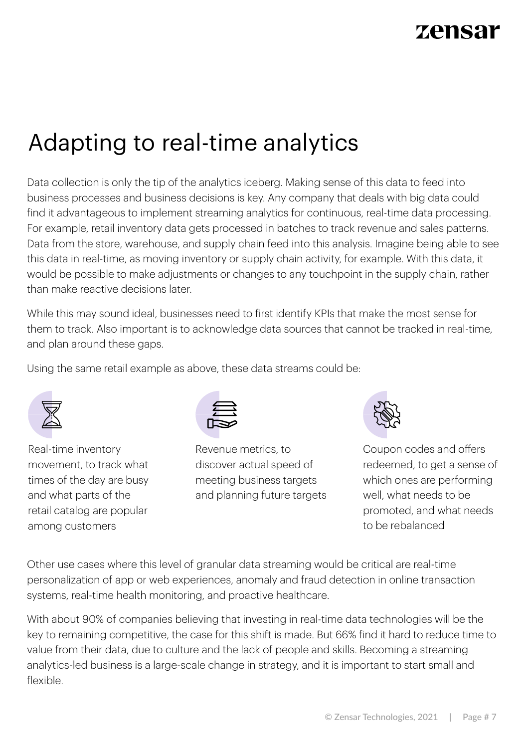# Adapting to real-time analytics

Data collection is only the tip of the analytics iceberg. Making sense of this data to feed into business processes and business decisions is key. Any company that deals with big data could find it advantageous to implement streaming analytics for continuous, real-time data processing. For example, retail inventory data gets processed in batches to track revenue and sales patterns. Data from the store, warehouse, and supply chain feed into this analysis. Imagine being able to see this data in real-time, as moving inventory or supply chain activity, for example. With this data, it would be possible to make adjustments or changes to any touchpoint in the supply chain, rather than make reactive decisions later.

While this may sound ideal, businesses need to first identify KPIs that make the most sense for them to track. Also important is to acknowledge data sources that cannot be tracked in real-time, and plan around these gaps.

Using the same retail example as above, these data streams could be:

- Real-time inventory movement, to track what times of the day are busy and what parts of the retail catalog are popular among customers
- Revenue metrics, to discover actual speed of meeting business targets and planning future targets
- Coupon codes and offers redeemed, to get a sense of which ones are performing well, what needs to be promoted, and what needs to be rebalanced

Other use cases where this level of granular data streaming would be critical are real-time personalization of app or web experiences, anomaly and fraud detection in online transaction systems, real-time health monitoring, and proactive healthcare.

With about 90% of companies believing that investing in real-time data technologies will be the key to remaining competitive, the case for this shift is made. But 66% find it hard to reduce time to value from their data, due to culture and the lack of people and skills. Becoming a streaming analytics-led business is a large-scale change in strategy, and it is important to start small and flexible.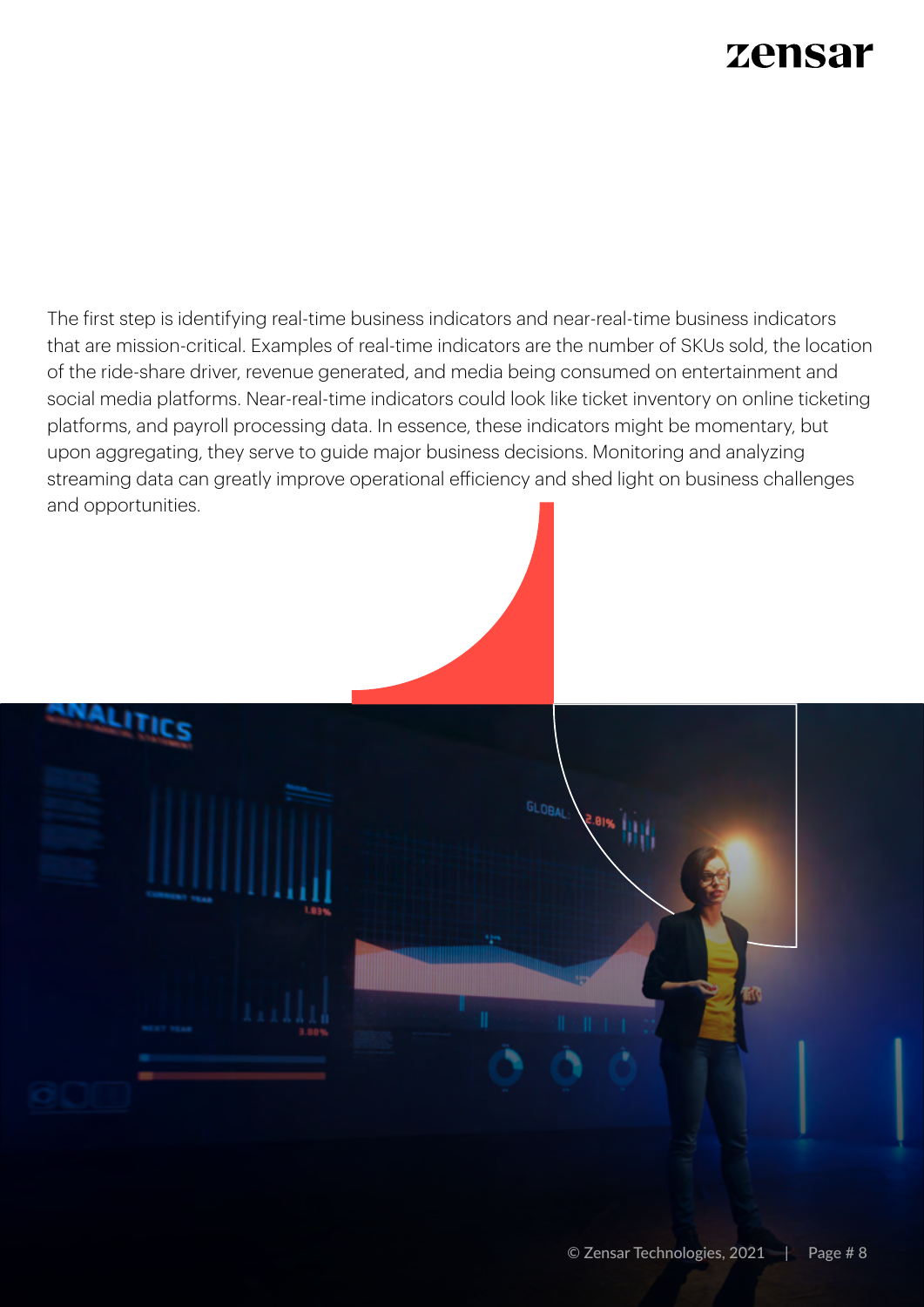The first step is identifying real-time business indicators and near-real-time business indicators that are mission-critical. Examples of real-time indicators are the number of SKUs sold, the location of the ride-share driver, revenue generated, and media being consumed on entertainment and social media platforms. Near-real-time indicators could look like ticket inventory on online ticketing platforms, and payroll processing data. In essence, these indicators might be momentary, but upon aggregating, they serve to guide major business decisions. Monitoring and analyzing streaming data can greatly improve operational efficiency and shed light on business challenges and opportunities.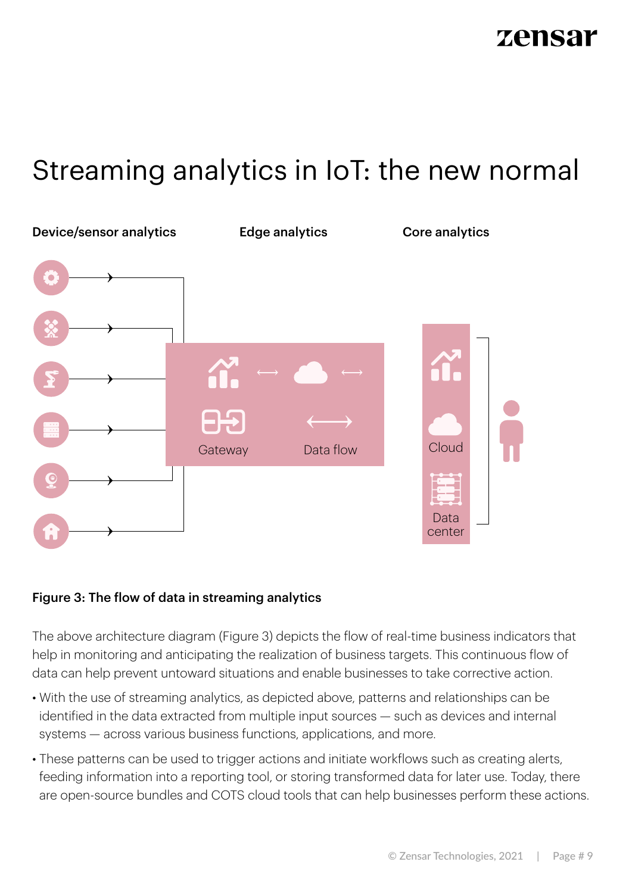# Streaming analytics in IoT: the new normal

Device/sensor analytics

Edge analytics

Core analytics

Gateway

Data flow

Cloud

Data center

**Figure 3: The flow of data in streaming analytics**

The above architecture diagram (Figure 3) depicts the flow of real-time business indicators that help in monitoring and anticipating the realization of business targets. This continuous flow of data can help prevent untoward situations and enable businesses to take corrective action.

- With the use of streaming analytics, as depicted above, patterns and relationships can be identified in the data extracted from multiple input sources — such as devices and internal systems — across various business functions, applications, and more.
- These patterns can be used to trigger actions and initiate workflows such as creating alerts, feeding information into a reporting tool, or storing transformed data for later use. Today, there are open-source bundles and COTS cloud tools that can help businesses perform these actions.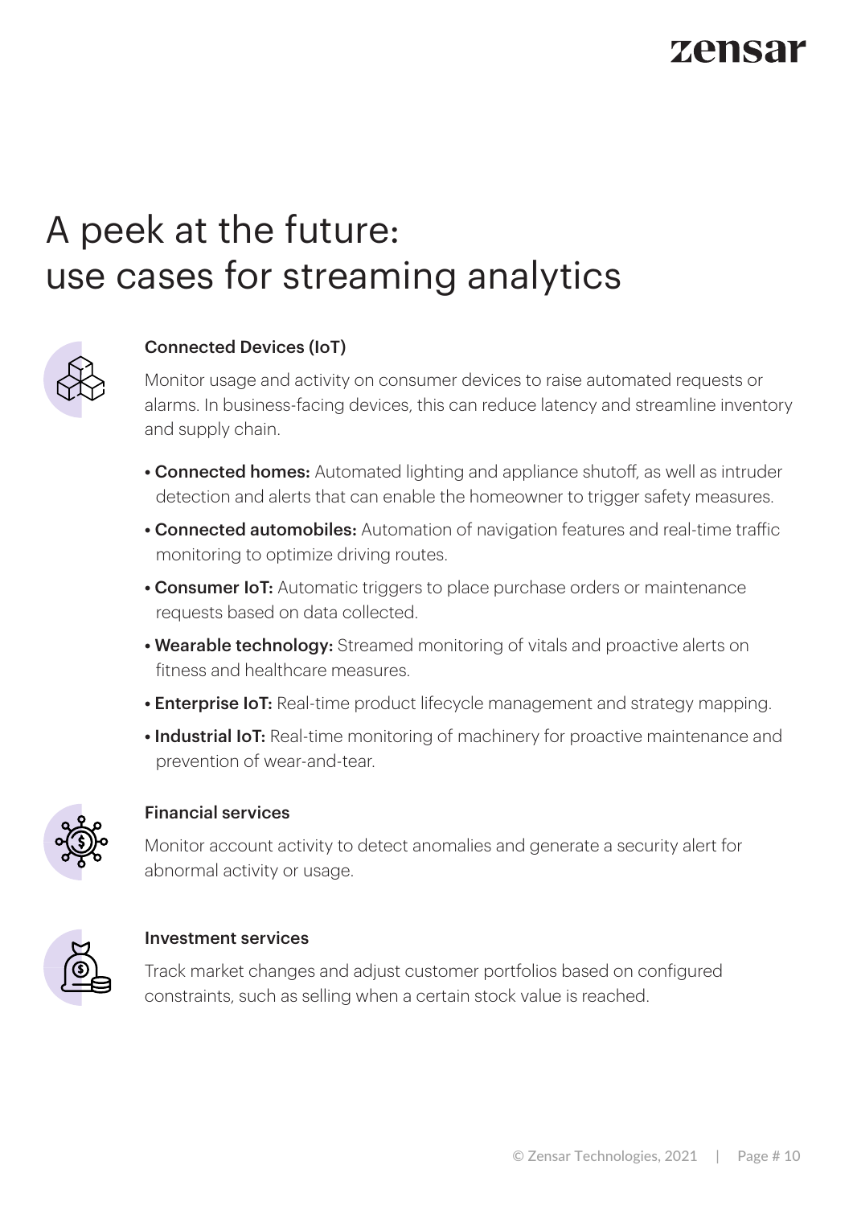# A peek at the future: use cases for streaming analytics

### Connected Devices (IoT)

Monitor usage and activity on consumer devices to raise automated requests or alarms. In business-facing devices, this can reduce latency and streamline inventory and supply chain.

- **Connected homes:** Automated lighting and appliance shutoff, as well as intruder detection and alerts that can enable the homeowner to trigger safety measures.
- **Connected automobiles:** Automation of navigation features and real-time traffic monitoring to optimize driving routes.
- **Consumer IoT:** Automatic triggers to place purchase orders or maintenance requests based on data collected.
- **Wearable technology:** Streamed monitoring of vitals and proactive alerts on fitness and healthcare measures.
- **Enterprise IoT:** Real-time product lifecycle management and strategy mapping.
- **Industrial IoT:** Real-time monitoring of machinery for proactive maintenance and prevention of wear-and-tear.

### Financial services

Monitor account activity to detect anomalies and generate a security alert for abnormal activity or usage.

### Investment services

Track market changes and adjust customer portfolios based on configured constraints, such as selling when a certain stock value is reached.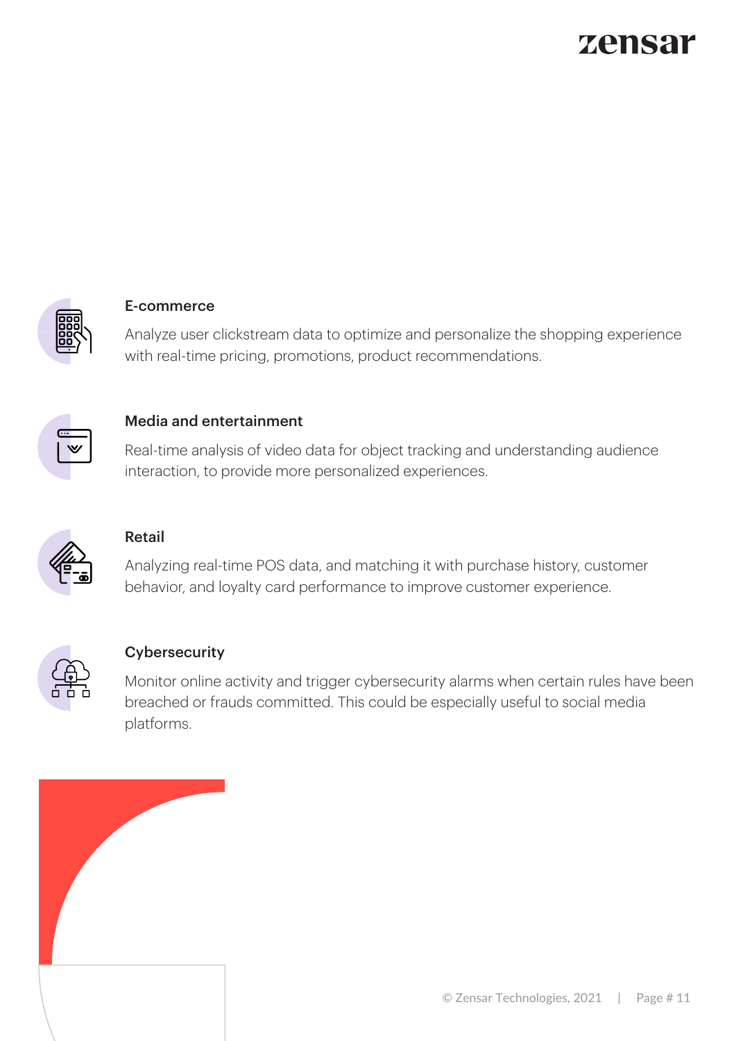### E-commerce

Analyze user clickstream data to optimize and personalize the shopping experience with real-time pricing, promotions, product recommendations.

### Media and entertainment

Real-time analysis of video data for object tracking and understanding audience interaction, to provide more personalized experiences.

### Retail

Analyzing real-time POS data, and matching it with purchase history, customer behavior, and loyalty card performance to improve customer experience.

### Cybersecurity

Monitor online activity and trigger cybersecurity alarms when certain rules have been breached or frauds committed. This could be especially useful to social media platforms.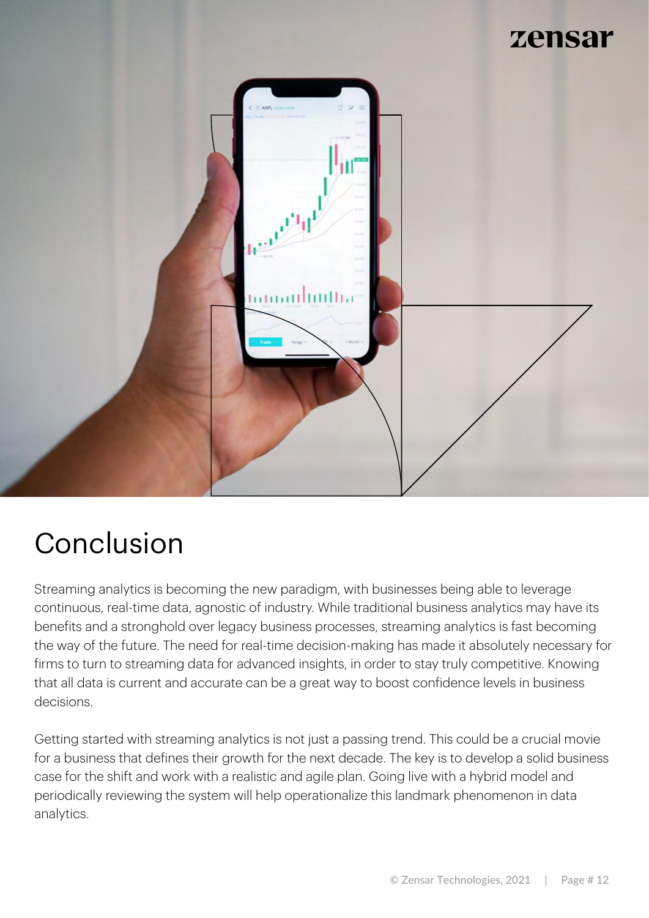# Conclusion

Streaming analytics is becoming the new paradigm, with businesses being able to leverage continuous, real-time data, agnostic of industry. While traditional business analytics may have its benefits and a stronghold over legacy business processes, streaming analytics is fast becoming the way of the future. The need for real-time decision-making has made it absolutely necessary for firms to turn to streaming data for advanced insights, in order to stay truly competitive. Knowing that all data is current and accurate can be a great way to boost confidence levels in business decisions.

Getting started with streaming analytics is not just a passing trend. This could be a crucial movie for a business that defines their growth for the next decade. The key is to develop a solid business case for the shift and work with a realistic and agile plan. Going live with a hybrid model and periodically reviewing the system will help operationalize this landmark phenomenon in data analytics.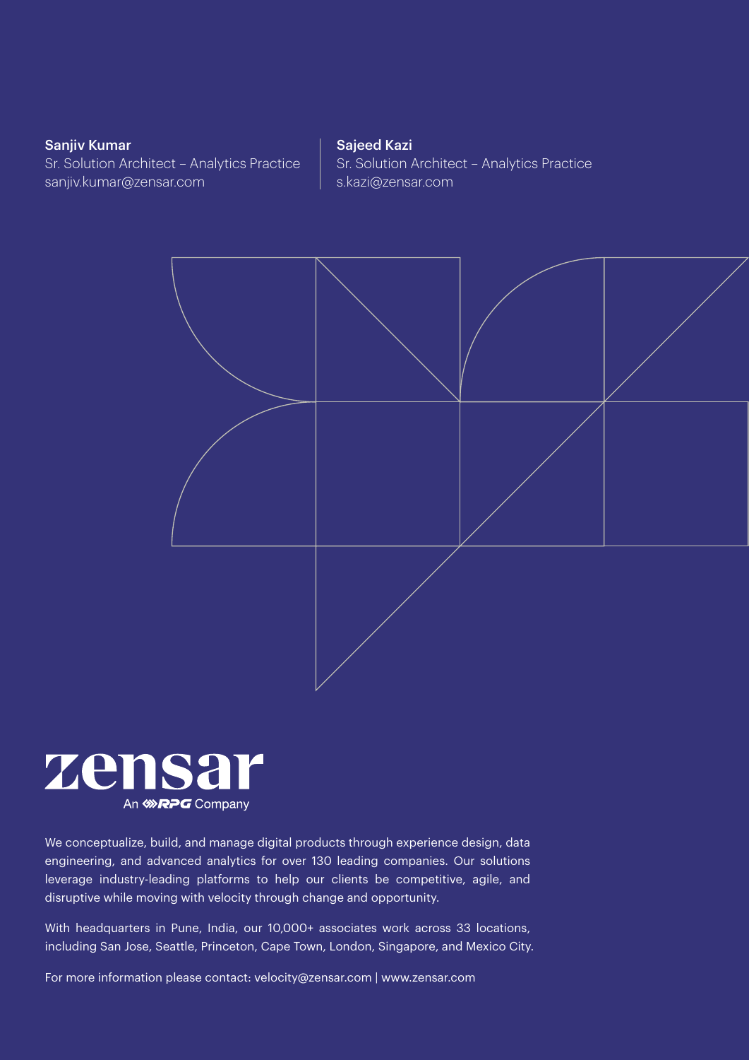**Sanjiv Kumar**
Sr. Solution Architect – Analytics Practice
sanjiv.kumar@zensar.com

**Sajeed Kazi**
Sr. Solution Architect – Analytics Practice
s.kazi@zensar.com

zensar
An RPG Company

We conceptualize, build, and manage digital products through experience design, data engineering, and advanced analytics for over 130 leading companies. Our solutions leverage industry-leading platforms to help our clients be competitive, agile, and disruptive while moving with velocity through change and opportunity.

With headquarters in Pune, India, our 10,000+ associates work across 33 locations, including San Jose, Seattle, Princeton, Cape Town, London, Singapore, and Mexico City.

For more information please contact: velocity@zensar.com | www.zensar.com